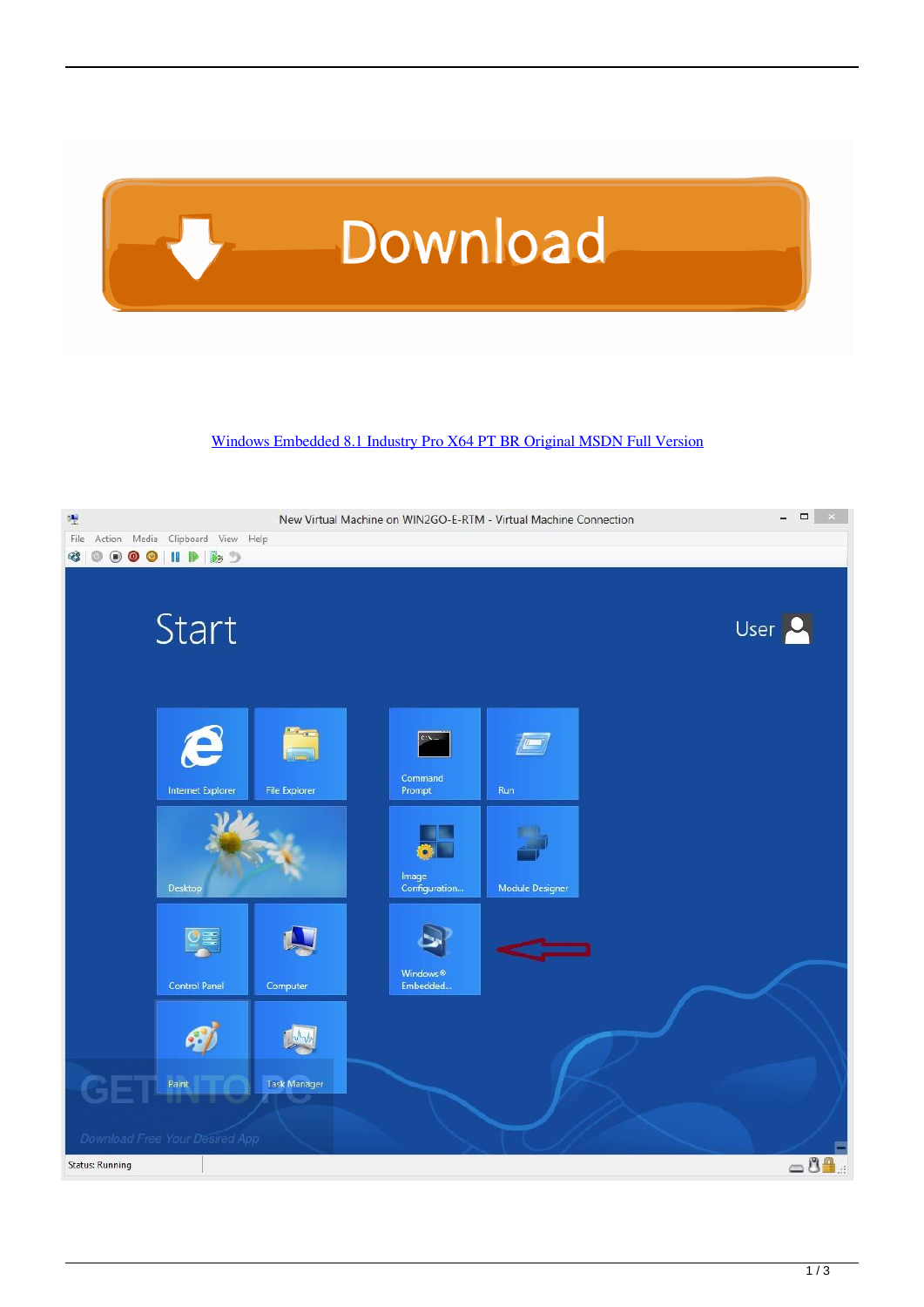[Windows Embedded 8.1 Industry Pro X64 PT BR Original MSDN Full Version](#)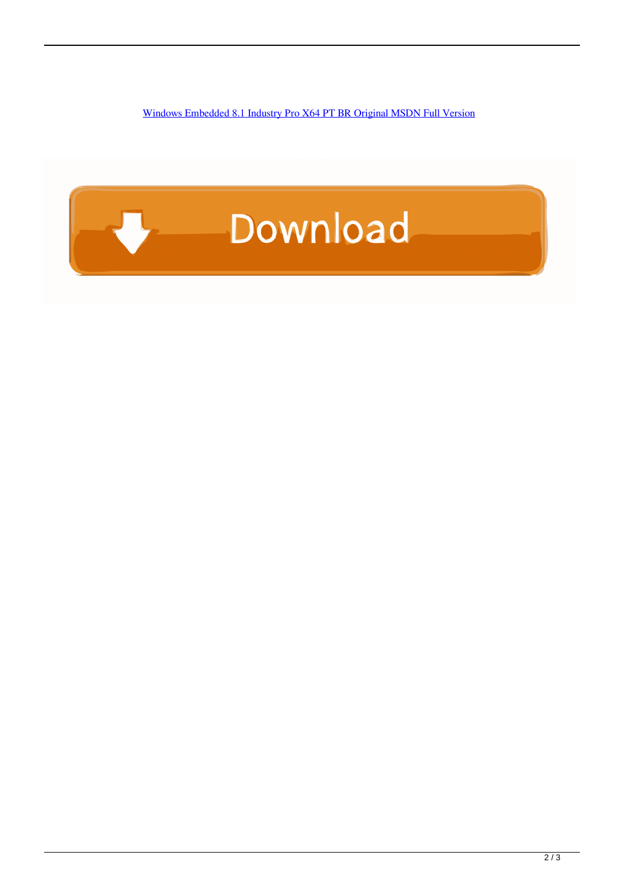[Windows Embedded 8.1 Industry Pro X64 PT BR Original MSDN Full Version](#)

Download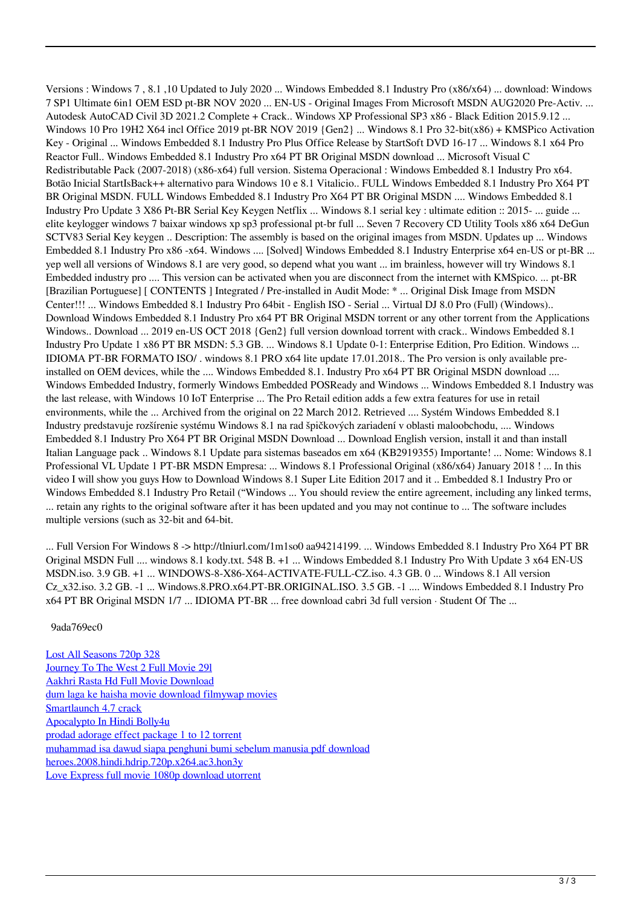Versions : Windows 7 , 8.1 ,10 Updated to July 2020 ... Windows Embedded 8.1 Industry Pro (x86/x64) ... download: Windows 7 SP1 Ultimate 6in1 OEM ESD pt-BR NOV 2020 ... EN-US - Original Images From Microsoft MSDN AUG2020 Pre-Activ. ... Autodesk AutoCAD Civil 3D 2021.2 Complete + Crack.. Windows XP Professional SP3 x86 - Black Edition 2015.9.12 ... Windows 10 Pro 19H2 X64 incl Office 2019 pt-BR NOV 2019 {Gen2} ... Windows 8.1 Pro 32-bit(x86) + KMSPico Activation Key - Original ... Windows Embedded 8.1 Industry Pro Plus Office Release by StartSoft DVD 16-17 ... Windows 8.1 x64 Pro Reactor Full.. Windows Embedded 8.1 Industry Pro x64 PT BR Original MSDN download ... Microsoft Visual C Redistributable Pack (2007-2018) (x86-x64) full version. Sistema Operacional : Windows Embedded 8.1 Industry Pro x64. Botão Inicial StartIsBack++ alternativo para Windows 10 e 8.1 Vitalicio.. FULL Windows Embedded 8.1 Industry Pro X64 PT BR Original MSDN. FULL Windows Embedded 8.1 Industry Pro X64 PT BR Original MSDN .... Windows Embedded 8.1 Industry Pro Update 3 X86 Pt-BR Serial Key Keygen Netflix ... Windows 8.1 serial key : ultimate edition :: 2015- ... guide ... elite keylogger windows 7 baixar windows xp sp3 professional pt-br full ... Seven 7 Recovery CD Utility Tools x86 x64 DeGun SCTV83 Serial Key keygen .. Description: The assembly is based on the original images from MSDN. Updates up ... Windows Embedded 8.1 Industry Pro x86 -x64. Windows .... [Solved] Windows Embedded 8.1 Industry Enterprise x64 en-US or pt-BR ... yep well all versions of Windows 8.1 are very good, so depend what you want ... im brainless, however will try Windows 8.1 Embedded industry pro .... This version can be activated when you are disconnect from the internet with KMSpico. ... pt-BR [Brazilian Portuguese] [ CONTENTS ] Integrated / Pre-installed in Audit Mode: * ... Original Disk Image from MSDN Center!!! ... Windows Embedded 8.1 Industry Pro 64bit - English ISO - Serial ... Virtual DJ 8.0 Pro (Full) (Windows).. Download Windows Embedded 8.1 Industry Pro x64 PT BR Original MSDN torrent or any other torrent from the Applications Windows.. Download ... 2019 en-US OCT 2018 {Gen2} full version download torrent with crack.. Windows Embedded 8.1 Industry Pro Update 1 x86 PT BR MSDN: 5.3 GB. ... Windows 8.1 Update 0-1: Enterprise Edition, Pro Edition. Windows ... IDIOMA PT-BR FORMATO ISO/ . windows 8.1 PRO x64 lite update 17.01.2018.. The Pro version is only available pre-installed on OEM devices, while the .... Windows Embedded 8.1. Industry Pro x64 PT BR Original MSDN download .... Windows Embedded Industry, formerly Windows Embedded POSReady and Windows ... Windows Embedded 8.1 Industry was the last release, with Windows 10 IoT Enterprise ... The Pro Retail edition adds a few extra features for use in retail environments, while the ... Archived from the original on 22 March 2012. Retrieved .... Systém Windows Embedded 8.1 Industry predstavuje rozšírenie systému Windows 8.1 na rad špičkových zariadení v oblasti maloobchodu, .... Windows Embedded 8.1 Industry Pro X64 PT BR Original MSDN Download ... Download English version, install it and than install Italian Language pack .. Windows 8.1 Update para sistemas baseados em x64 (KB2919355) Importante! ... Nome: Windows 8.1 Professional VL Update 1 PT-BR MSDN Empresa: ... Windows 8.1 Professional Original (x86/x64) January 2018 ! ... In this video I will show you guys How to Download Windows 8.1 Super Lite Edition 2017 and it .. Embedded 8.1 Industry Pro or Windows Embedded 8.1 Industry Pro Retail ("Windows ... You should review the entire agreement, including any linked terms, ... retain any rights to the original software after it has been updated and you may not continue to ... The software includes multiple versions (such as 32-bit and 64-bit.

... Full Version For Windows 8 -> http://tlniurl.com/1m1so0 aa94214199. ... Windows Embedded 8.1 Industry Pro X64 PT BR Original MSDN Full .... windows 8.1 kody.txt. 548 B. +1 ... Windows Embedded 8.1 Industry Pro With Update 3 x64 EN-US MSDN.iso. 3.9 GB. +1 ... WINDOWS-8-X86-X64-ACTIVATE-FULL-CZ.iso. 4.3 GB. 0 ... Windows 8.1 All version Cz_x32.iso. 3.2 GB. -1 ... Windows.8.PRO.x64.PT-BR.ORIGINAL.ISO. 3.5 GB. -1 .... Windows Embedded 8.1 Industry Pro x64 PT BR Original MSDN 1/7 ... IDIOMA PT-BR ... free download cabri 3d full version · Student Of The ...

9ada769ec0

Lost All Seasons 720p 328
Journey To The West 2 Full Movie 29l
Aakhri Rasta Hd Full Movie Download
dum laga ke haisha movie download filmywap movies
Smartlaunch 4.7 crack
Apocalypto In Hindi Bolly4u
prodad adorage effect package 1 to 12 torrent
muhammad isa dawud siapa penghuni bumi sebelum manusia pdf download
heroes.2008.hindi.hdrip.720p.x264.ac3.hon3y
Love Express full movie 1080p download utorrent